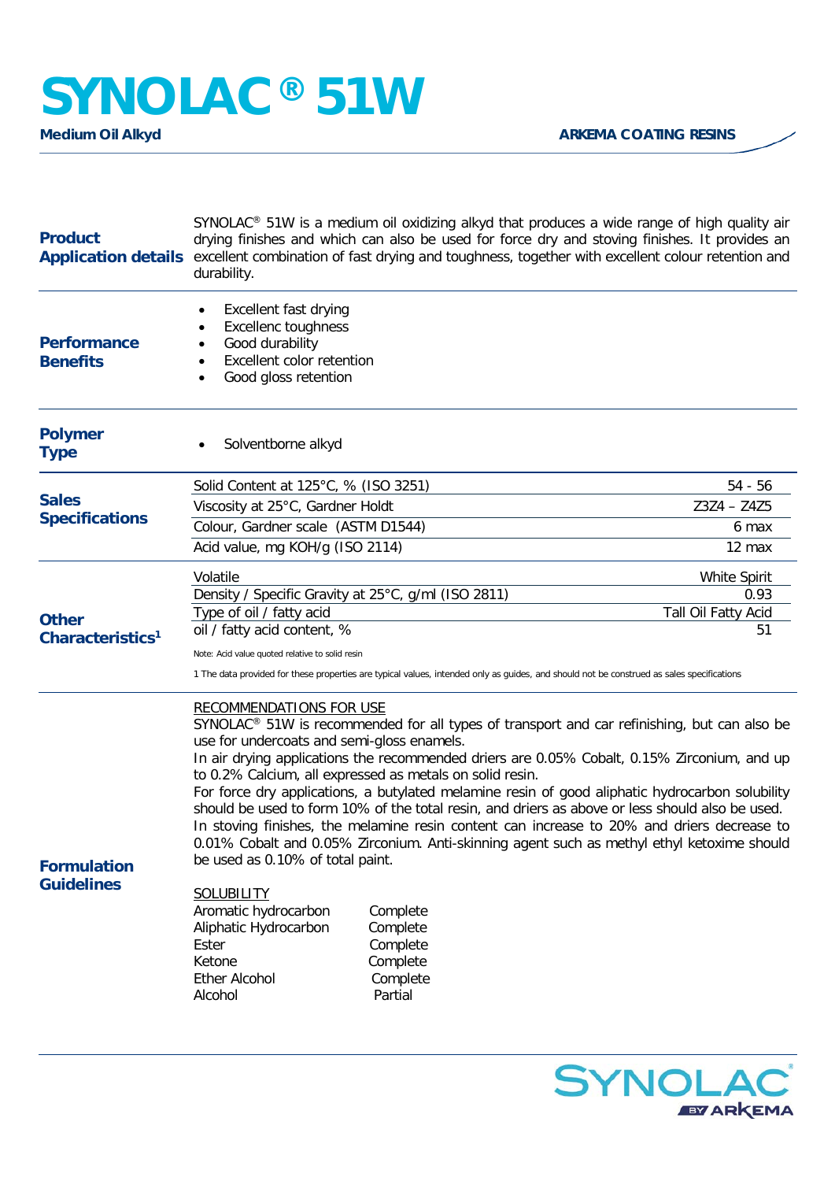# SYNOLAC® 51W

**Medium Oil Alkyd**

**ARKEMA COATING RESINS**

## Product Application details

SYNOLAC® 51W is a medium oil oxidizing alkyd that produces a wide range of high quality air drying finishes and which can also be used for force dry and stoving finishes. It provides an excellent combination of fast drying and toughness, together with excellent colour retention and durability.

## Performance Benefits

- Excellent fast drying
- Excellenc toughness
- Good durability
- Excellent color retention
- Good gloss retention

## Polymer Type

- Solventborne alkyd

## Sales Specifications

| Property | Value |
|---|---|
| Solid Content at 125°C, % (ISO 3251) | 54 - 56 |
| Viscosity at 25°C, Gardner Holdt | Z3Z4 – Z4Z5 |
| Colour, Gardner scale (ASTM D1544) | 6 max |
| Acid value, mg KOH/g (ISO 2114) | 12 max |

## Other Characteristics[1]

| Property | Value |
|---|---|
| Volatile | White Spirit |
| Density / Specific Gravity at 25°C, g/ml (ISO 2811) | 0.93 |
| Type of oil / fatty acid | Tall Oil Fatty Acid |
| oil / fatty acid content, % | 51 |

Note: Acid value quoted relative to solid resin

1 The data provided for these properties are typical values, intended only as guides, and should not be construed as sales specifications

## Formulation Guidelines

RECOMMENDATIONS FOR USE

SYNOLAC® 51W is recommended for all types of transport and car refinishing, but can also be use for undercoats and semi-gloss enamels.

In air drying applications the recommended driers are 0.05% Cobalt, 0.15% Zirconium, and up to 0.2% Calcium, all expressed as metals on solid resin.

For force dry applications, a butylated melamine resin of good aliphatic hydrocarbon solubility should be used to form 10% of the total resin, and driers as above or less should also be used.

In stoving finishes, the melamine resin content can increase to 20% and driers decrease to 0.01% Cobalt and 0.05% Zirconium. Anti-skinning agent such as methyl ethyl ketoxime should be used as 0.10% of total paint.

SOLUBILITY

| Solvent | Solubility |
|---|---|
| Aromatic hydrocarbon | Complete |
| Aliphatic Hydrocarbon | Complete |
| Ester | Complete |
| Ketone | Complete |
| Ether Alcohol | Complete |
| Alcohol | Partial |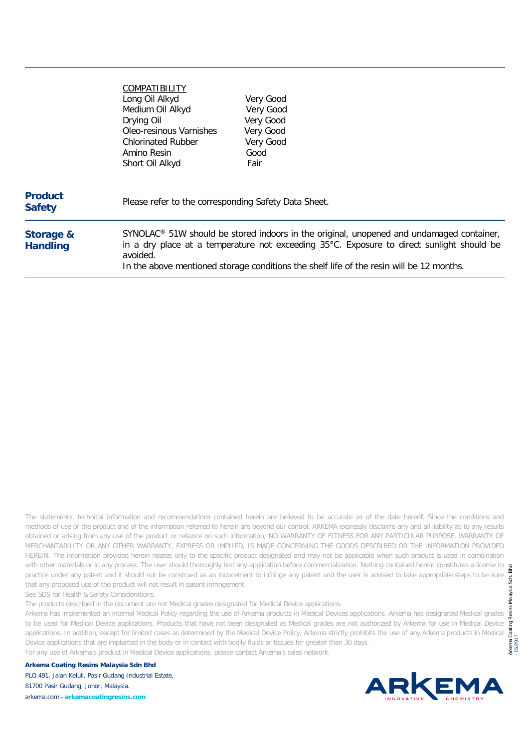COMPATIBILITY

| | |
|---|---|
| Long Oil Alkyd | Very Good |
| Medium Oil Alkyd | Very Good |
| Drying Oil | Very Good |
| Oleo-resinous Varnishes | Very Good |
| Chlorinated Rubber | Very Good |
| Amino Resin | Good |
| Short Oil Alkyd | Fair |

## Product Safety

Please refer to the corresponding Safety Data Sheet.

## Storage & Handling

SYNOLAC® 51W should be stored indoors in the original, unopened and undamaged container, in a dry place at a temperature not exceeding 35°C. Exposure to direct sunlight should be avoided.

In the above mentioned storage conditions the shelf life of the resin will be 12 months.

The statements, technical information and recommendations contained herein are believed to be accurate as of the date hereof. Since the conditions and methods of use of the product and of the information referred to herein are beyond our control, ARKEMA expressly disclaims any and all liability as to any results obtained or arising from any use of the product or reliance on such information; NO WARRANTY OF FITNESS FOR ANY PARTICULAR PURPOSE, WARRANTY OF MERCHANTABILITY OR ANY OTHER WARRANTY, EXPRESS OR IMPLIED, IS MADE CONCERNING THE GOODS DESCRIBED OR THE INFORMATION PROVIDED HEREIN. The information provided herein relates only to the specific product designated and may not be applicable when such product is used in combination with other materials or in any process. The user should thoroughly test any application before commercialization. Nothing contained herein constitutes a license to practice under any patent and it should not be construed as an inducement to infringe any patent and the user is advised to take appropriate steps to be sure that any proposed use of the product will not result in patent infringement.

See SDS for Health & Safety Considerations.

The products described in the document are not Medical grades designated for Medical Device applications.

Arkema has implemented an internal Medical Policy regarding the use of Arkema products in Medical Devices applications. Arkema has designated Medical grades to be used for Medical Device applications. Products that have not been designated as Medical grades are not authorized by Arkema for use in Medical Device applications. In addition, except for limited cases as determined by the Medical Device Policy, Arkema strictly prohibits the use of any Arkema products in Medical Device applications that are implanted in the body or in contact with bodily fluids or tissues for greater than 30 days.

For any use of Arkema's product in Medical Device applications, please contact Arkema's sales network.

**Arkema Coating Resins Malaysia Sdn Bhd**
PLO 491, Jalan Keluli, Pasir Gudang Industrial Estate,
81700 Pasir Gudang, Johor, Malaysia.
arkema.com - **arkemacoatingresins.com**

Arkema Coating Resins Malaysia Sdn. Bhd. - 05/2017

ARKEMA INNOVATIVE CHEMISTRY